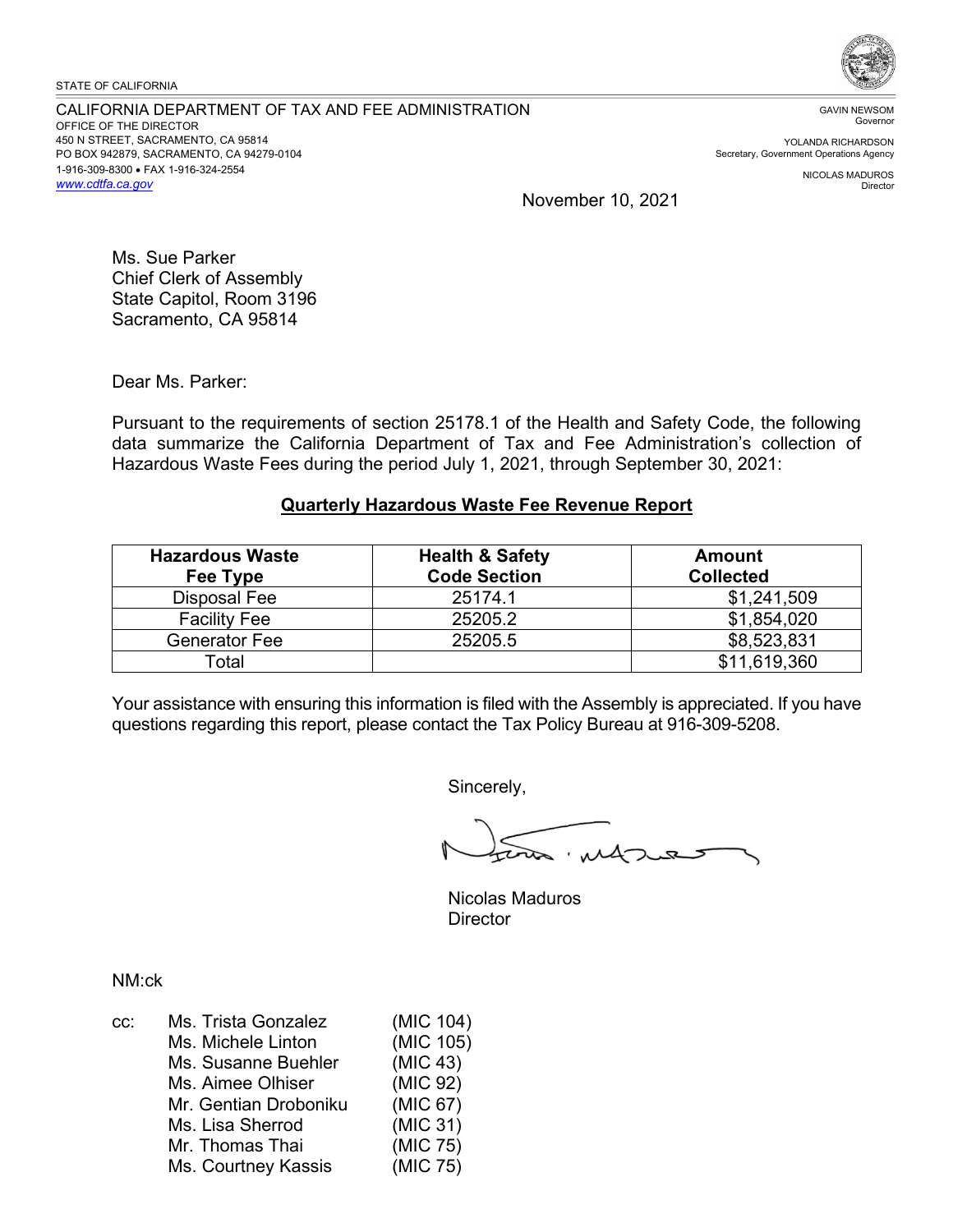STATE OF CALIFORNIA

CALIFORNIA DEPARTMENT OF TAX AND FEE ADMINISTRATION
OFFICE OF THE DIRECTOR
450 N STREET, SACRAMENTO, CA 95814
PO BOX 942879, SACRAMENTO, CA 94279-0104
1-916-309-8300 • FAX 1-916-324-2554
www.cdtfa.ca.gov

GAVIN NEWSOM
Governor

YOLANDA RICHARDSON
Secretary, Government Operations Agency

NICOLAS MADUROS
Director

November 10, 2021

Ms. Sue Parker
Chief Clerk of Assembly
State Capitol, Room 3196
Sacramento, CA 95814

Dear Ms. Parker:

Pursuant to the requirements of section 25178.1 of the Health and Safety Code, the following data summarize the California Department of Tax and Fee Administration's collection of Hazardous Waste Fees during the period July 1, 2021, through September 30, 2021:

**Quarterly Hazardous Waste Fee Revenue Report**

| Hazardous Waste Fee Type | Health & Safety Code Section | Amount Collected |
|---|---|---|
| Disposal Fee | 25174.1 | $1,241,509 |
| Facility Fee | 25205.2 | $1,854,020 |
| Generator Fee | 25205.5 | $8,523,831 |
| Total | | $11,619,360 |

Your assistance with ensuring this information is filed with the Assembly is appreciated. If you have questions regarding this report, please contact the Tax Policy Bureau at 916-309-5208.

Sincerely,

Nicolas Maduros
Director

NM:ck

cc:
- Ms. Trista Gonzalez (MIC 104)
- Ms. Michele Linton (MIC 105)
- Ms. Susanne Buehler (MIC 43)
- Ms. Aimee Olhiser (MIC 92)
- Mr. Gentian Droboniku (MIC 67)
- Ms. Lisa Sherrod (MIC 31)
- Mr. Thomas Thai (MIC 75)
- Ms. Courtney Kassis (MIC 75)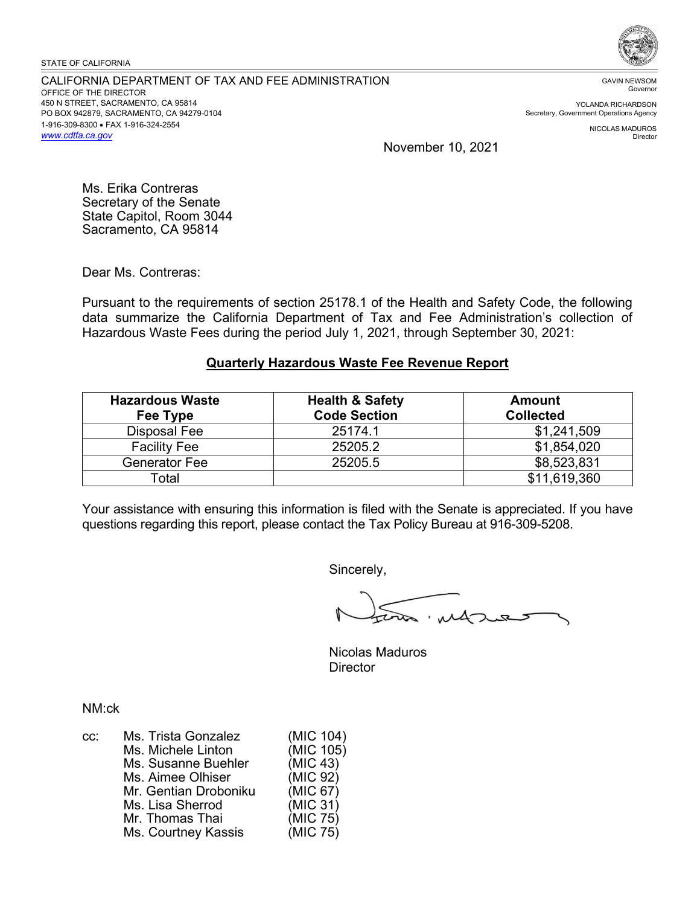STATE OF CALIFORNIA

CALIFORNIA DEPARTMENT OF TAX AND FEE ADMINISTRATION
OFFICE OF THE DIRECTOR
450 N STREET, SACRAMENTO, CA 95814
PO BOX 942879, SACRAMENTO, CA 94279-0104
1-916-309-8300 • FAX 1-916-324-2554
www.cdtfa.ca.gov

GAVIN NEWSOM
Governor

YOLANDA RICHARDSON
Secretary, Government Operations Agency

NICOLAS MADUROS
Director

November 10, 2021

Ms. Erika Contreras
Secretary of the Senate
State Capitol, Room 3044
Sacramento, CA 95814

Dear Ms. Contreras:

Pursuant to the requirements of section 25178.1 of the Health and Safety Code, the following data summarize the California Department of Tax and Fee Administration's collection of Hazardous Waste Fees during the period July 1, 2021, through September 30, 2021:

**Quarterly Hazardous Waste Fee Revenue Report**

| Hazardous Waste Fee Type | Health & Safety Code Section | Amount Collected |
|---|---|---|
| Disposal Fee | 25174.1 | $1,241,509 |
| Facility Fee | 25205.2 | $1,854,020 |
| Generator Fee | 25205.5 | $8,523,831 |
| Total | | $11,619,360 |

Your assistance with ensuring this information is filed with the Senate is appreciated. If you have questions regarding this report, please contact the Tax Policy Bureau at 916-309-5208.

Sincerely,

Nicolas Maduros
Director

NM:ck

cc: Ms. Trista Gonzalez (MIC 104)
Ms. Michele Linton (MIC 105)
Ms. Susanne Buehler (MIC 43)
Ms. Aimee Olhiser (MIC 92)
Mr. Gentian Droboniku (MIC 67)
Ms. Lisa Sherrod (MIC 31)
Mr. Thomas Thai (MIC 75)
Ms. Courtney Kassis (MIC 75)